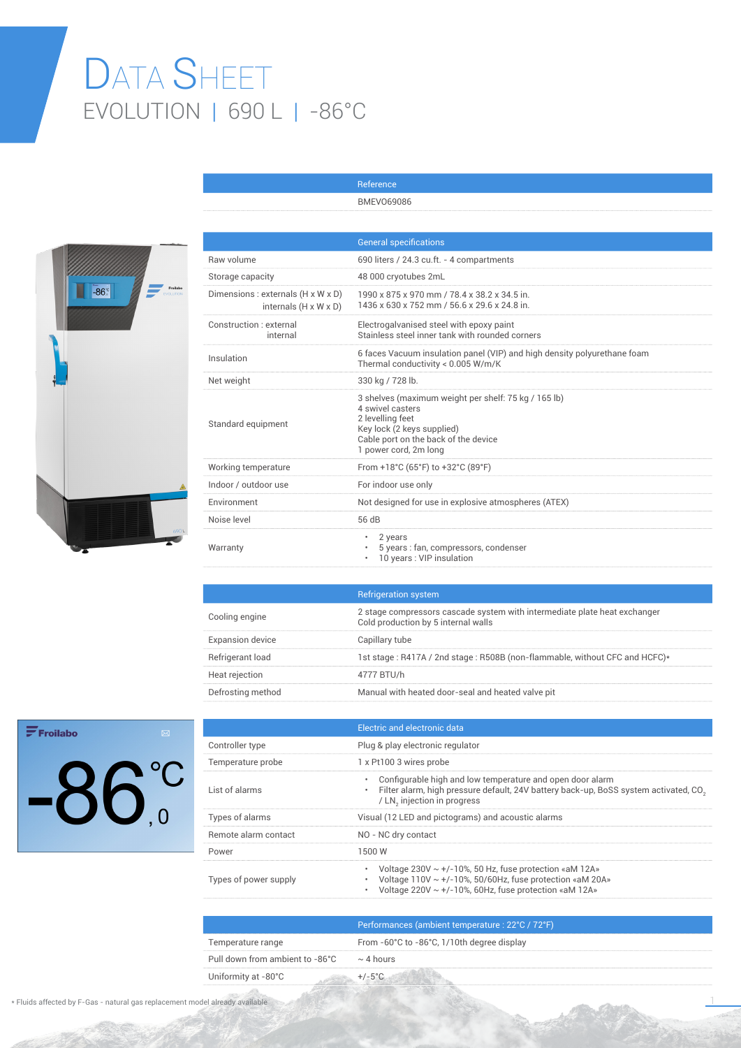# DATA SHEET

## EVOLUTION | 690 L | -86°C

| Reference |
|---|
| BMEVO69086 |

| | General specifications |
|---|---|
| Raw volume | 690 liters / 24.3 cu.ft. - 4 compartments |
| Storage capacity | 48 000 cryotubes 2mL |
| Dimensions : externals (H x W x D)<br>internals (H x W x D) | 1990 x 875 x 970 mm / 78.4 x 38.2 x 34.5 in.<br>1436 x 630 x 752 mm / 56.6 x 29.6 x 24.8 in. |
| Construction : external<br>internal | Electrogalvanised steel with epoxy paint<br>Stainless steel inner tank with rounded corners |
| Insulation | 6 faces Vacuum insulation panel (VIP) and high density polyurethane foam<br>Thermal conductivity < 0.005 W/m/K |
| Net weight | 330 kg / 728 lb. |
| Standard equipment | 3 shelves (maximum weight per shelf: 75 kg / 165 lb)<br>4 swivel casters<br>2 levelling feet<br>Key lock (2 keys supplied)<br>Cable port on the back of the device<br>1 power cord, 2m long |
| Working temperature | From +18°C (65°F) to +32°C (89°F) |
| Indoor / outdoor use | For indoor use only |
| Environment | Not designed for use in explosive atmospheres (ATEX) |
| Noise level | 56 dB |
| Warranty | • 2 years<br>• 5 years : fan, compressors, condenser<br>• 10 years : VIP insulation |

| | Refrigeration system |
|---|---|
| Cooling engine | 2 stage compressors cascade system with intermediate plate heat exchanger<br>Cold production by 5 internal walls |
| Expansion device | Capillary tube |
| Refrigerant load | 1st stage : R417A / 2nd stage : R508B (non-flammable, without CFC and HCFC)* |
| Heat rejection | 4777 BTU/h |
| Defrosting method | Manual with heated door-seal and heated valve pit |

| | Electric and electronic data |
|---|---|
| Controller type | Plug & play electronic regulator |
| Temperature probe | 1 x Pt100 3 wires probe |
| List of alarms | • Configurable high and low temperature and open door alarm<br>• Filter alarm, high pressure default, 24V battery back-up, BoSS system activated, $CO_2$ / $LN_2$ injection in progress |
| Types of alarms | Visual (12 LED and pictograms) and acoustic alarms |
| Remote alarm contact | NO - NC dry contact |
| Power | 1500 W |
| Types of power supply | • Voltage 230V ~ +/-10%, 50 Hz, fuse protection «aM 12A»<br>• Voltage 110V ~ +/-10%, 50/60Hz, fuse protection «aM 20A»<br>• Voltage 220V ~ +/-10%, 60Hz, fuse protection «aM 12A» |

| | Performances (ambient temperature : 22°C / 72°F) |
|---|---|
| Temperature range | From -60°C to -86°C, 1/10th degree display |
| Pull down from ambient to -86°C | ~ 4 hours |
| Uniformity at -80°C | +/-5°C |

* Fluids affected by F-Gas - natural gas replacement model already available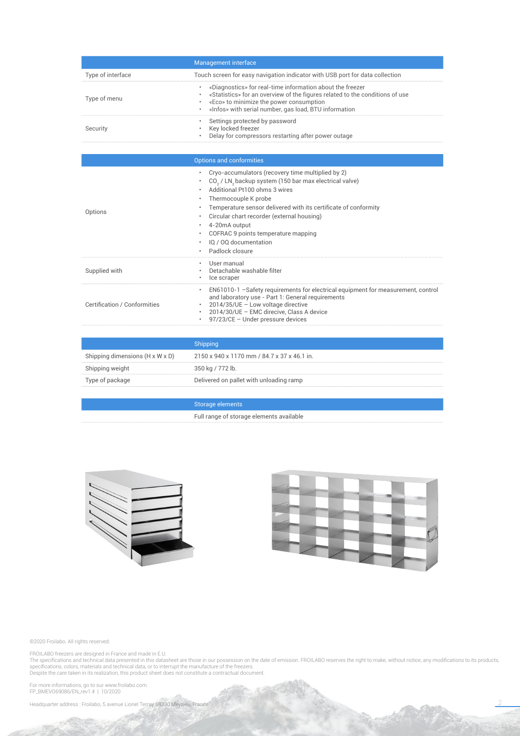| | Management interface |
|---|---|
| Type of interface | Touch screen for easy navigation indicator with USB port for data collection |
| Type of menu | • «Diagnostics» for real-time information about the freezer<br>• «Statistics» for an overview of the figures related to the conditions of use<br>• «Eco» to minimize the power consumption<br>• «Infos» with serial number, gas load, BTU information |
| Security | • Settings protected by password<br>• Key locked freezer<br>• Delay for compressors restarting after power outage |

| | Options and conformities |
|---|---|
| Options | • Cryo-accumulators (recovery time multiplied by 2)<br>• $CO_2$ / $LN_2$ backup system (150 bar max electrical valve)<br>• Additional Pt100 ohms 3 wires<br>• Thermocouple K probe<br>• Temperature sensor delivered with its certificate of conformity<br>• Circular chart recorder (external housing)<br>• 4-20mA output<br>• COFRAC 9 points temperature mapping<br>• IQ / OQ documentation<br>• Padlock closure |
| Supplied with | • User manual<br>• Detachable washable filter<br>• Ice scraper |
| Certification / Conformities | • EN61010-1 –Safety requirements for electrical equipment for measurement, control and laboratory use - Part 1: General requirements<br>• 2014/35/UE – Low voltage directive<br>• 2014/30/UE – EMC direcive, Class A device<br>• 97/23/CE – Under pressure devices |

| | Shipping |
|---|---|
| Shipping dimensions (H x W x D) | 2150 x 940 x 1170 mm / 84.7 x 37 x 46.1 in. |
| Shipping weight | 350 kg / 772 lb. |
| Type of package | Delivered on pallet with unloading ramp |

| | Storage elements |
|---|---|
| | Full range of storage elements available |

©2020 Froilabo. All rights reserved.

FROILABO freezers are designed in France and made in E.U.
The specifications and technical data presented in this datasheet are those in our possession on the date of emission. FROILABO reserves the right to make, without notice, any modifications to its products, specifications, colors, materials and technical data, or to interrupt the manufacture of the freezers.
Despite the care taken in its realization, this product sheet does not constitute a contractual document.

For more informations, go to sur www.froilabo.com.
FP_BMEVO69086/EN_rev1.4 | 10/2020

Headquarter address : Froilabo, 5 avenue Lionel Terray 69330 Meyzieu, France